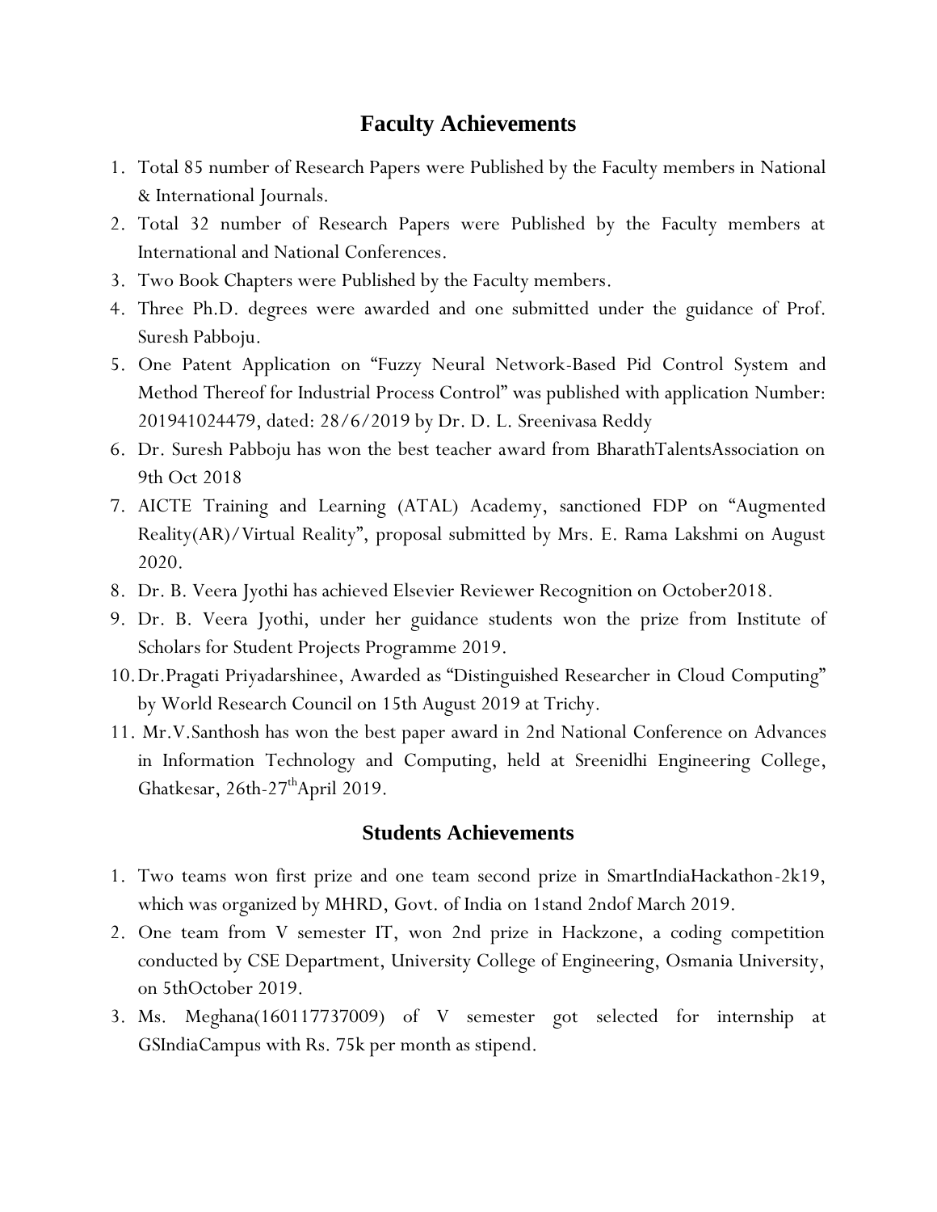## Faculty Achievements

1. Total 85 number of Research Papers were Published by the Faculty members in National & International Journals.
2. Total 32 number of Research Papers were Published by the Faculty members at International and National Conferences.
3. Two Book Chapters were Published by the Faculty members.
4. Three Ph.D. degrees were awarded and one submitted under the guidance of Prof. Suresh Pabboju.
5. One Patent Application on "Fuzzy Neural Network-Based Pid Control System and Method Thereof for Industrial Process Control" was published with application Number: 201941024479, dated: 28/6/2019 by Dr. D. L. Sreenivasa Reddy
6. Dr. Suresh Pabboju has won the best teacher award from BharathTalentsAssociation on 9th Oct 2018
7. AICTE Training and Learning (ATAL) Academy, sanctioned FDP on "Augmented Reality(AR)/Virtual Reality", proposal submitted by Mrs. E. Rama Lakshmi on August 2020.
8. Dr. B. Veera Jyothi has achieved Elsevier Reviewer Recognition on October2018.
9. Dr. B. Veera Jyothi, under her guidance students won the prize from Institute of Scholars for Student Projects Programme 2019.
10. Dr.Pragati Priyadarshinee, Awarded as "Distinguished Researcher in Cloud Computing" by World Research Council on 15th August 2019 at Trichy.
11. Mr.V.Santhosh has won the best paper award in 2nd National Conference on Advances in Information Technology and Computing, held at Sreenidhi Engineering College, Ghatkesar, 26th-27th April 2019.

## Students Achievements

1. Two teams won first prize and one team second prize in SmartIndiaHackathon-2k19, which was organized by MHRD, Govt. of India on 1stand 2ndof March 2019.
2. One team from V semester IT, won 2nd prize in Hackzone, a coding competition conducted by CSE Department, University College of Engineering, Osmania University, on 5thOctober 2019.
3. Ms. Meghana(160117737009) of V semester got selected for internship at GSIndiaCampus with Rs. 75k per month as stipend.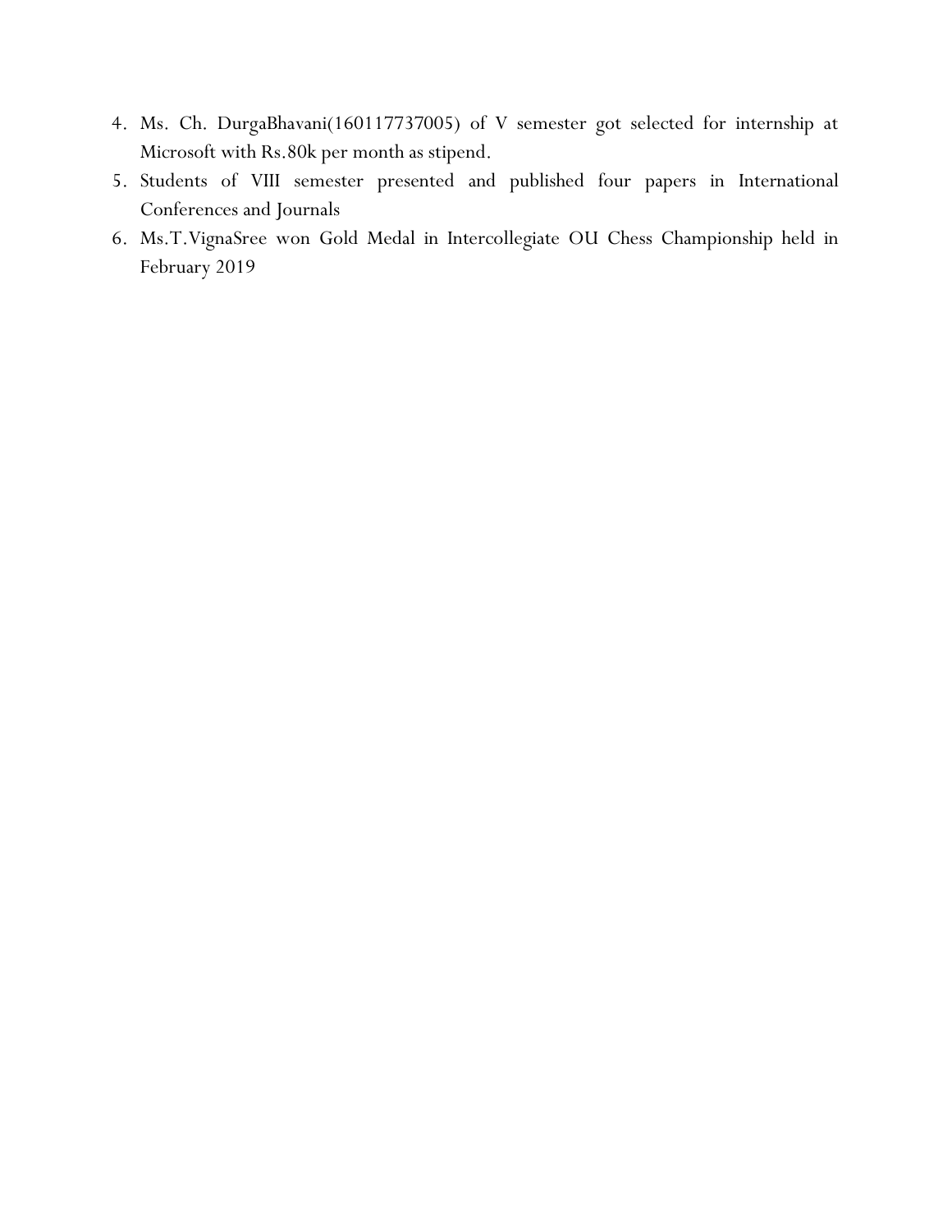4. Ms. Ch. DurgaBhavani(160117737005) of V semester got selected for internship at Microsoft with Rs.80k per month as stipend.
5. Students of VIII semester presented and published four papers in International Conferences and Journals
6. Ms.T.VignaSree won Gold Medal in Intercollegiate OU Chess Championship held in February 2019